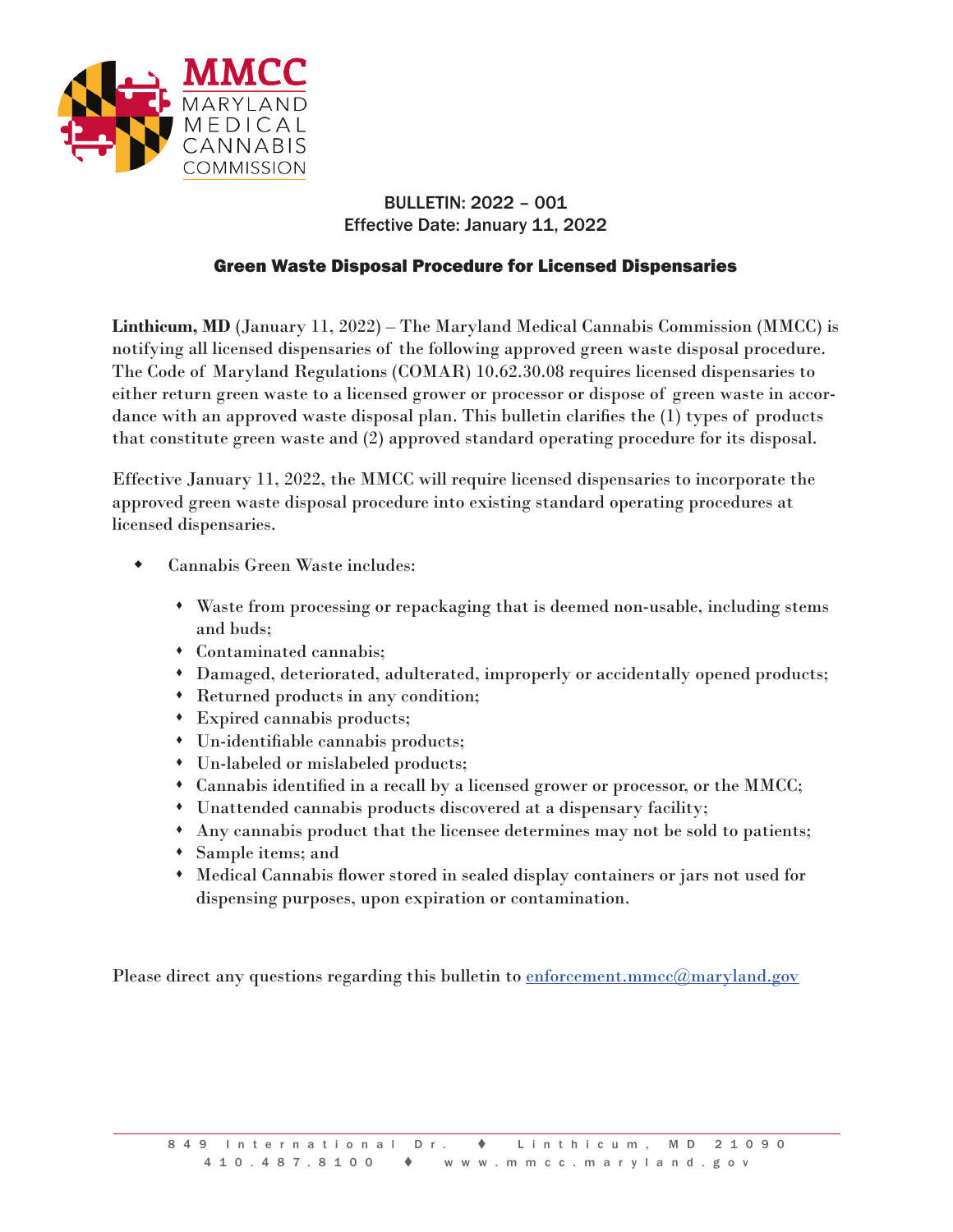MMCC
MARYLAND
MEDICAL
CANNABIS
COMMISSION

BULLETIN: 2022 – 001
Effective Date: January 11, 2022

## Green Waste Disposal Procedure for Licensed Dispensaries

**Linthicum, MD** (January 11, 2022) – The Maryland Medical Cannabis Commission (MMCC) is notifying all licensed dispensaries of the following approved green waste disposal procedure. The Code of Maryland Regulations (COMAR) 10.62.30.08 requires licensed dispensaries to either return green waste to a licensed grower or processor or dispose of green waste in accordance with an approved waste disposal plan. This bulletin clarifies the (1) types of products that constitute green waste and (2) approved standard operating procedure for its disposal.

Effective January 11, 2022, the MMCC will require licensed dispensaries to incorporate the approved green waste disposal procedure into existing standard operating procedures at licensed dispensaries.

- Cannabis Green Waste includes:
    - Waste from processing or repackaging that is deemed non-usable, including stems and buds;
    - Contaminated cannabis;
    - Damaged, deteriorated, adulterated, improperly or accidentally opened products;
    - Returned products in any condition;
    - Expired cannabis products;
    - Un-identifiable cannabis products;
    - Un-labeled or mislabeled products;
    - Cannabis identified in a recall by a licensed grower or processor, or the MMCC;
    - Unattended cannabis products discovered at a dispensary facility;
    - Any cannabis product that the licensee determines may not be sold to patients;
    - Sample items; and
    - Medical Cannabis flower stored in sealed display containers or jars not used for dispensing purposes, upon expiration or contamination.

Please direct any questions regarding this bulletin to enforcement.mmcc@maryland.gov

849 International Dr. ♦ Linthicum, MD 21090
410.487.8100 ♦ www.mmcc.maryland.gov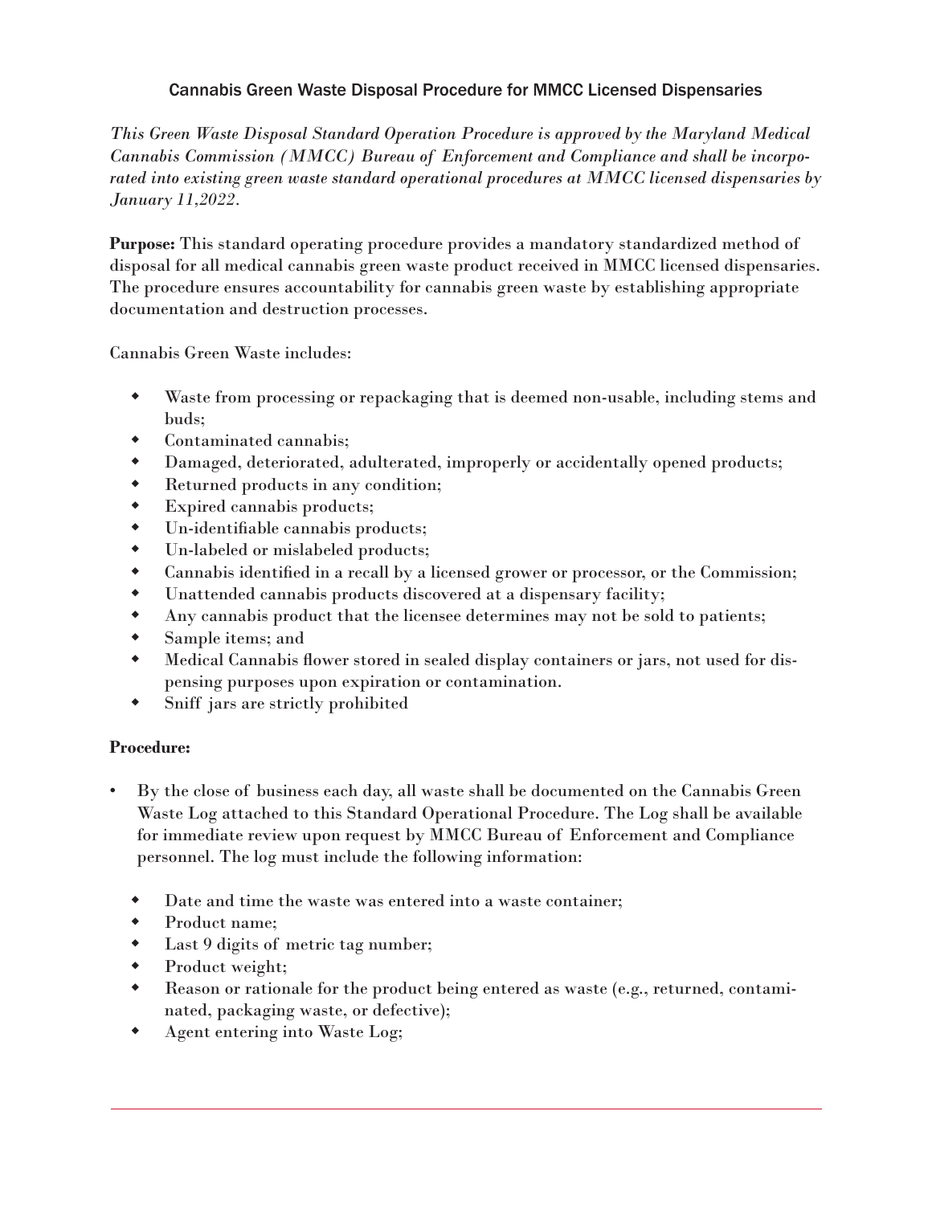# Cannabis Green Waste Disposal Procedure for MMCC Licensed Dispensaries

*This Green Waste Disposal Standard Operation Procedure is approved by the Maryland Medical Cannabis Commission (MMCC) Bureau of Enforcement and Compliance and shall be incorporated into existing green waste standard operational procedures at MMCC licensed dispensaries by January 11,2022.*

**Purpose:** This standard operating procedure provides a mandatory standardized method of disposal for all medical cannabis green waste product received in MMCC licensed dispensaries. The procedure ensures accountability for cannabis green waste by establishing appropriate documentation and destruction processes.

Cannabis Green Waste includes:

- Waste from processing or repackaging that is deemed non-usable, including stems and buds;
- Contaminated cannabis;
- Damaged, deteriorated, adulterated, improperly or accidentally opened products;
- Returned products in any condition;
- Expired cannabis products;
- Un-identifiable cannabis products;
- Un-labeled or mislabeled products;
- Cannabis identified in a recall by a licensed grower or processor, or the Commission;
- Unattended cannabis products discovered at a dispensary facility;
- Any cannabis product that the licensee determines may not be sold to patients;
- Sample items; and
- Medical Cannabis flower stored in sealed display containers or jars, not used for dispensing purposes upon expiration or contamination.
- Sniff jars are strictly prohibited

**Procedure:**

- By the close of business each day, all waste shall be documented on the Cannabis Green Waste Log attached to this Standard Operational Procedure. The Log shall be available for immediate review upon request by MMCC Bureau of Enforcement and Compliance personnel. The log must include the following information:
  - Date and time the waste was entered into a waste container;
  - Product name;
  - Last 9 digits of metric tag number;
  - Product weight;
  - Reason or rationale for the product being entered as waste (e.g., returned, contaminated, packaging waste, or defective);
  - Agent entering into Waste Log;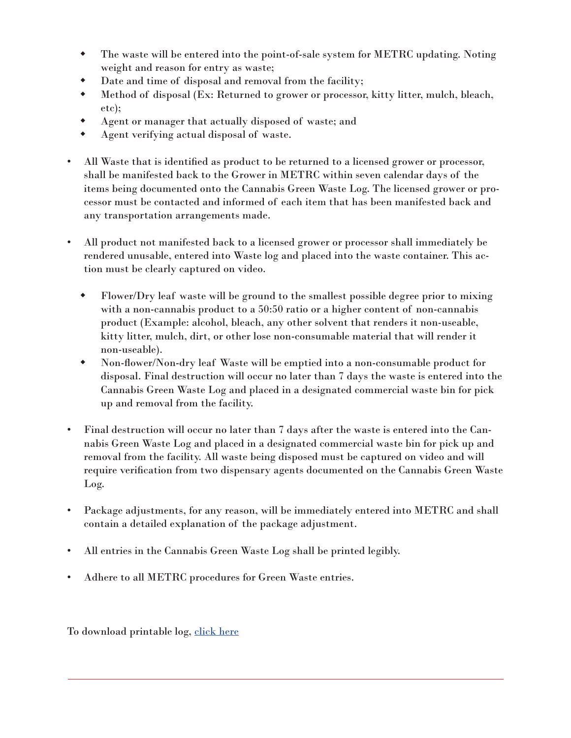- The waste will be entered into the point-of-sale system for METRC updating. Noting weight and reason for entry as waste;
    - Date and time of disposal and removal from the facility;
    - Method of disposal (Ex: Returned to grower or processor, kitty litter, mulch, bleach, etc);
    - Agent or manager that actually disposed of waste; and
    - Agent verifying actual disposal of waste.

- All Waste that is identified as product to be returned to a licensed grower or processor, shall be manifested back to the Grower in METRC within seven calendar days of the items being documented onto the Cannabis Green Waste Log. The licensed grower or processor must be contacted and informed of each item that has been manifested back and any transportation arrangements made.

- All product not manifested back to a licensed grower or processor shall immediately be rendered unusable, entered into Waste log and placed into the waste container. This action must be clearly captured on video.

    - Flower/Dry leaf waste will be ground to the smallest possible degree prior to mixing with a non-cannabis product to a 50:50 ratio or a higher content of non-cannabis product (Example: alcohol, bleach, any other solvent that renders it non-useable, kitty litter, mulch, dirt, or other lose non-consumable material that will render it non-useable).
    - Non-flower/Non-dry leaf Waste will be emptied into a non-consumable product for disposal. Final destruction will occur no later than 7 days the waste is entered into the Cannabis Green Waste Log and placed in a designated commercial waste bin for pick up and removal from the facility.

- Final destruction will occur no later than 7 days after the waste is entered into the Cannabis Green Waste Log and placed in a designated commercial waste bin for pick up and removal from the facility. All waste being disposed must be captured on video and will require verification from two dispensary agents documented on the Cannabis Green Waste Log.

- Package adjustments, for any reason, will be immediately entered into METRC and shall contain a detailed explanation of the package adjustment.

- All entries in the Cannabis Green Waste Log shall be printed legibly.

- Adhere to all METRC procedures for Green Waste entries.

To download printable log, click here